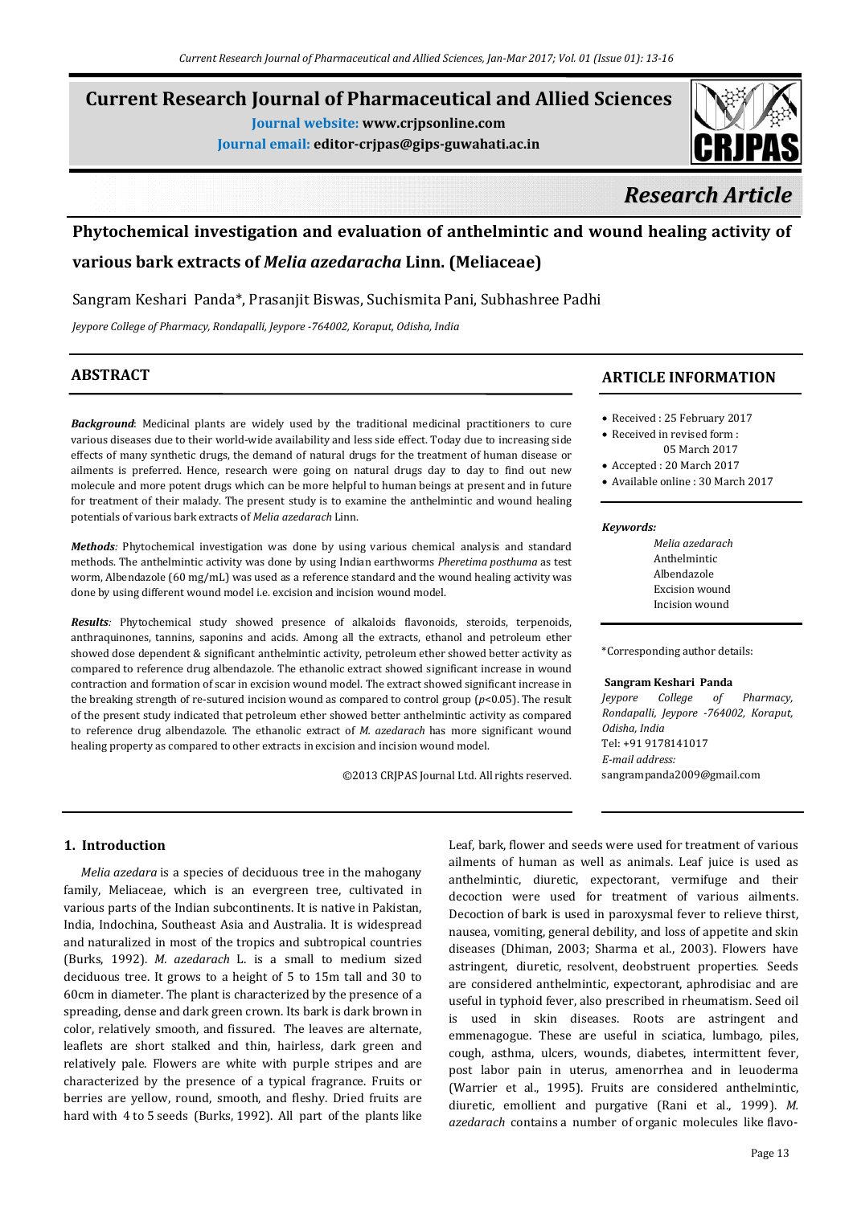# Current Research Journal of Pharmaceutical and Allied Sciences

**Journal website:** **www.crjpsonline.com**

**Journal email:** **editor-crjpas@gips-guwahati.ac.in**

*Research Article*

## Phytochemical investigation and evaluation of anthelmintic and wound healing activity of various bark extracts of *Melia azedaracha* Linn. (Meliaceae)

Sangram Keshari Panda*, Prasanjit Biswas, Suchismita Pani, Subhashree Padhi

*Jeypore College of Pharmacy, Rondapalli, Jeypore -764002, Koraput, Odisha, India*

## ABSTRACT

***Background***: Medicinal plants are widely used by the traditional medicinal practitioners to cure various diseases due to their world-wide availability and less side effect. Today due to increasing side effects of many synthetic drugs, the demand of natural drugs for the treatment of human disease or ailments is preferred. Hence, research were going on natural drugs day to day to find out new molecule and more potent drugs which can be more helpful to human beings at present and in future for treatment of their malady. The present study is to examine the anthelmintic and wound healing potentials of various bark extracts of *Melia azedarach* Linn.

***Methods***: Phytochemical investigation was done by using various chemical analysis and standard methods. The anthelmintic activity was done by using Indian earthworms *Pheretima posthuma* as test worm, Albendazole (60 mg/mL) was used as a reference standard and the wound healing activity was done by using different wound model i.e. excision and incision wound model.

***Results***: Phytochemical study showed presence of alkaloids flavonoids, steroids, terpenoids, anthraquinones, tannins, saponins and acids. Among all the extracts, ethanol and petroleum ether showed dose dependent & significant anthelmintic activity, petroleum ether showed better activity as compared to reference drug albendazole. The ethanolic extract showed significant increase in wound contraction and formation of scar in excision wound model. The extract showed significant increase in the breaking strength of re-sutured incision wound as compared to control group ($p$<0.05). The result of the present study indicated that petroleum ether showed better anthelmintic activity as compared to reference drug albendazole. The ethanolic extract of *M. azedarach* has more significant wound healing property as compared to other extracts in excision and incision wound model.

©2013 CRJPAS Journal Ltd. All rights reserved.

## ARTICLE INFORMATION

- Received : 25 February 2017
- Received in revised form : 05 March 2017
- Accepted : 20 March 2017
- Available online : 30 March 2017

***Keywords:***

*Melia azedarach*
Anthelmintic
Albendazole
Excision wound
Incision wound

*Corresponding author details:

**Sangram Keshari Panda**
*Jeypore College of Pharmacy, Rondapalli, Jeypore -764002, Koraput, Odisha, India*
Tel: +91 9178141017
*E-mail address:*
sangrampanda2009@gmail.com

## 1. Introduction

*Melia azedara* is a species of deciduous tree in the mahogany family, Meliaceae, which is an evergreen tree, cultivated in various parts of the Indian subcontinents. It is native in Pakistan, India, Indochina, Southeast Asia and Australia. It is widespread and naturalized in most of the tropics and subtropical countries (Burks, 1992). *M. azedarach* L. is a small to medium sized deciduous tree. It grows to a height of 5 to 15m tall and 30 to 60cm in diameter. The plant is characterized by the presence of a spreading, dense and dark green crown. Its bark is dark brown in color, relatively smooth, and fissured. The leaves are alternate, leaflets are short stalked and thin, hairless, dark green and relatively pale. Flowers are white with purple stripes and are characterized by the presence of a typical fragrance. Fruits or berries are yellow, round, smooth, and fleshy. Dried fruits are hard with 4 to 5 seeds (Burks, 1992). All part of the plants like Leaf, bark, flower and seeds were used for treatment of various ailments of human as well as animals. Leaf juice is used as anthelmintic, diuretic, expectorant, vermifuge and their decoction were used for treatment of various ailments. Decoction of bark is used in paroxysmal fever to relieve thirst, nausea, vomiting, general debility, and loss of appetite and skin diseases (Dhiman, 2003; Sharma et al., 2003). Flowers have astringent, diuretic, resolvent, deobstruent properties. Seeds are considered anthelmintic, expectorant, aphrodisiac and are useful in typhoid fever, also prescribed in rheumatism. Seed oil is used in skin diseases. Roots are astringent and emmenagogue. These are useful in sciatica, lumbago, piles, cough, asthma, ulcers, wounds, diabetes, intermittent fever, post labor pain in uterus, amenorrhea and in leuoderma (Warrier et al., 1995). Fruits are considered anthelmintic, diuretic, emollient and purgative (Rani et al., 1999). *M. azedarach* contains a number of organic molecules like flavo-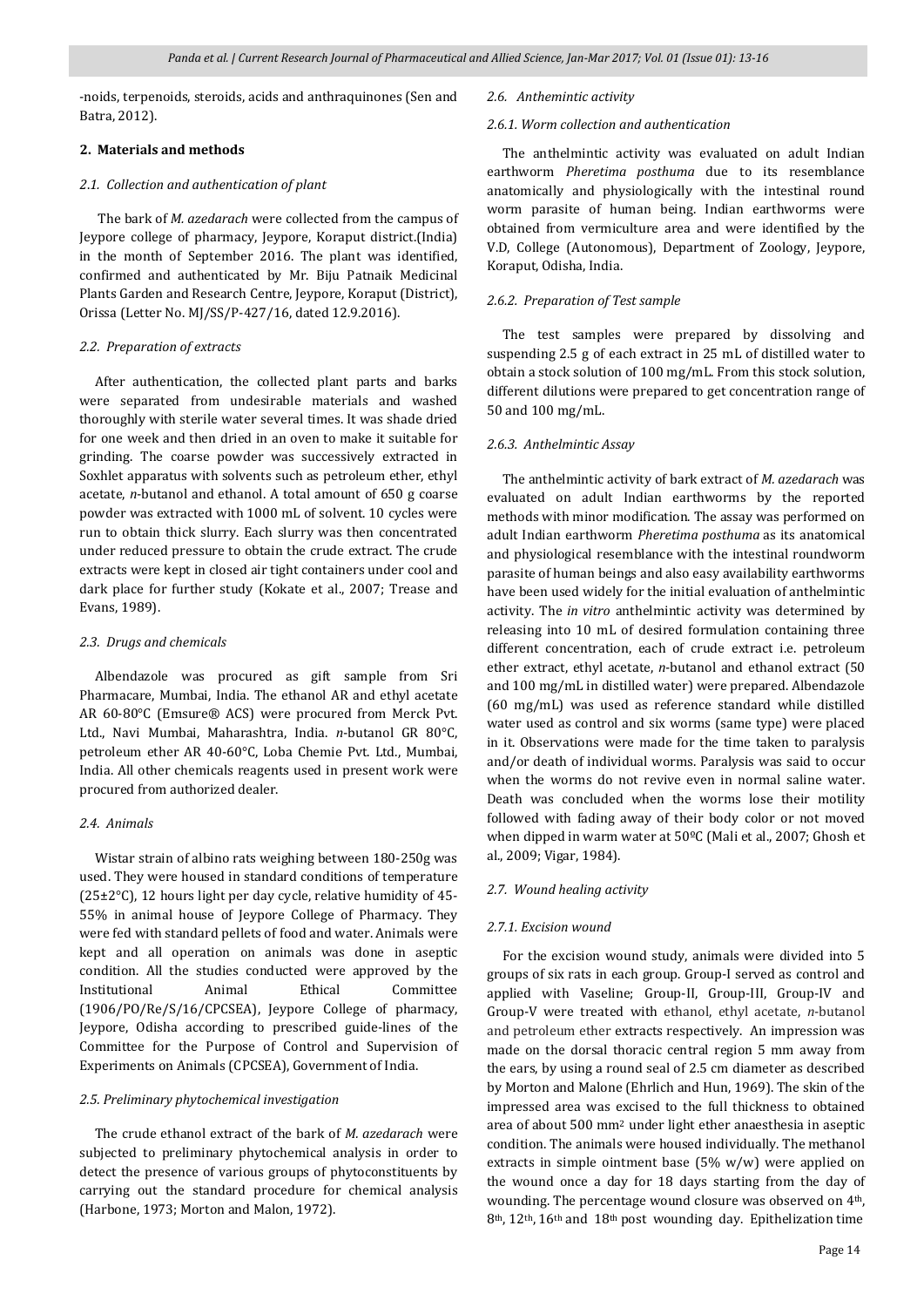-noids, terpenoids, steroids, acids and anthraquinones (Sen and Batra, 2012).

## 2. Materials and methods

### *2.1. Collection and authentication of plant*

The bark of *M. azedarach* were collected from the campus of Jeypore college of pharmacy, Jeypore, Koraput district.(India) in the month of September 2016. The plant was identified, confirmed and authenticated by Mr. Biju Patnaik Medicinal Plants Garden and Research Centre, Jeypore, Koraput (District), Orissa (Letter No. MJ/SS/P-427/16, dated 12.9.2016).

### *2.2. Preparation of extracts*

After authentication, the collected plant parts and barks were separated from undesirable materials and washed thoroughly with sterile water several times. It was shade dried for one week and then dried in an oven to make it suitable for grinding. The coarse powder was successively extracted in Soxhlet apparatus with solvents such as petroleum ether, ethyl acetate, *n*-butanol and ethanol. A total amount of 650 g coarse powder was extracted with 1000 mL of solvent. 10 cycles were run to obtain thick slurry. Each slurry was then concentrated under reduced pressure to obtain the crude extract. The crude extracts were kept in closed air tight containers under cool and dark place for further study (Kokate et al., 2007; Trease and Evans, 1989).

### *2.3. Drugs and chemicals*

Albendazole was procured as gift sample from Sri Pharmacare, Mumbai, India. The ethanol AR and ethyl acetate AR 60-80°C (Emsure® ACS) were procured from Merck Pvt. Ltd., Navi Mumbai, Maharashtra, India. *n*-butanol GR 80°C, petroleum ether AR 40-60°C, Loba Chemie Pvt. Ltd., Mumbai, India. All other chemicals reagents used in present work were procured from authorized dealer.

### *2.4. Animals*

Wistar strain of albino rats weighing between 180-250g was used. They were housed in standard conditions of temperature (25±2°C), 12 hours light per day cycle, relative humidity of 45-55% in animal house of Jeypore College of Pharmacy. They were fed with standard pellets of food and water. Animals were kept and all operation on animals was done in aseptic condition. All the studies conducted were approved by the Institutional Animal Ethical Committee (1906/PO/Re/S/16/CPCSEA), Jeypore College of pharmacy, Jeypore, Odisha according to prescribed guide-lines of the Committee for the Purpose of Control and Supervision of Experiments on Animals (CPCSEA), Government of India.

### *2.5. Preliminary phytochemical investigation*

The crude ethanol extract of the bark of *M. azedarach* were subjected to preliminary phytochemical analysis in order to detect the presence of various groups of phytoconstituents by carrying out the standard procedure for chemical analysis (Harbone, 1973; Morton and Malon, 1972).

### *2.6. Anthemintic activity*

#### *2.6.1. Worm collection and authentication*

The anthelmintic activity was evaluated on adult Indian earthworm *Pheretima posthuma* due to its resemblance anatomically and physiologically with the intestinal round worm parasite of human being. Indian earthworms were obtained from vermiculture area and were identified by the V.D, College (Autonomous), Department of Zoology, Jeypore, Koraput, Odisha, India.

#### *2.6.2. Preparation of Test sample*

The test samples were prepared by dissolving and suspending 2.5 g of each extract in 25 mL of distilled water to obtain a stock solution of 100 mg/mL. From this stock solution, different dilutions were prepared to get concentration range of 50 and 100 mg/mL.

#### *2.6.3. Anthelmintic Assay*

The anthelmintic activity of bark extract of *M. azedarach* was evaluated on adult Indian earthworms by the reported methods with minor modification. The assay was performed on adult Indian earthworm *Pheretima posthuma* as its anatomical and physiological resemblance with the intestinal roundworm parasite of human beings and also easy availability earthworms have been used widely for the initial evaluation of anthelmintic activity. The *in vitro* anthelmintic activity was determined by releasing into 10 mL of desired formulation containing three different concentration, each of crude extract i.e. petroleum ether extract, ethyl acetate, *n*-butanol and ethanol extract (50 and 100 mg/mL in distilled water) were prepared. Albendazole (60 mg/mL) was used as reference standard while distilled water used as control and six worms (same type) were placed in it. Observations were made for the time taken to paralysis and/or death of individual worms. Paralysis was said to occur when the worms do not revive even in normal saline water. Death was concluded when the worms lose their motility followed with fading away of their body color or not moved when dipped in warm water at 50°C (Mali et al., 2007; Ghosh et al., 2009; Vigar, 1984).

### *2.7. Wound healing activity*

#### *2.7.1. Excision wound*

For the excision wound study, animals were divided into 5 groups of six rats in each group. Group-I served as control and applied with Vaseline; Group-II, Group-III, Group-IV and Group-V were treated with ethanol, ethyl acetate, *n*-butanol and petroleum ether extracts respectively. An impression was made on the dorsal thoracic central region 5 mm away from the ears, by using a round seal of 2.5 cm diameter as described by Morton and Malone (Ehrlich and Hun, 1969). The skin of the impressed area was excised to the full thickness to obtained area of about 500 mm$^2$ under light ether anaesthesia in aseptic condition. The animals were housed individually. The methanol extracts in simple ointment base (5% w/w) were applied on the wound once a day for 18 days starting from the day of wounding. The percentage wound closure was observed on 4$^{th}$, 8$^{th}$, 12$^{th}$, 16$^{th}$ and 18$^{th}$ post wounding day. Epithelization time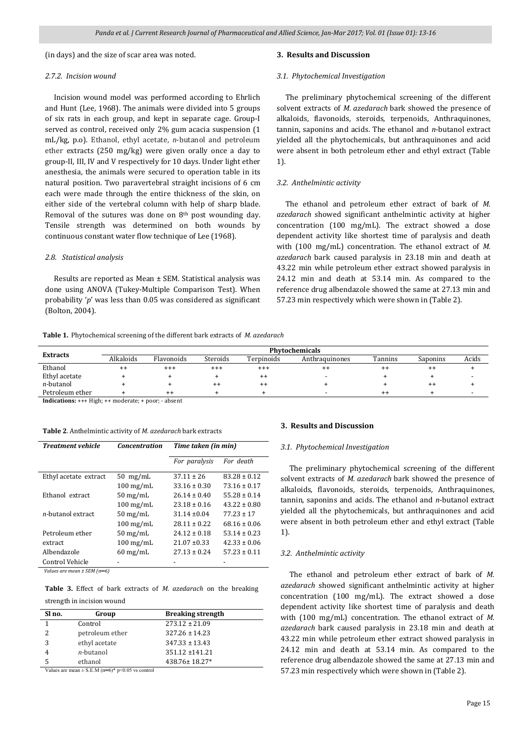(in days) and the size of scar area was noted.

#### 2.7.2. Incision wound

Incision wound model was performed according to Ehrlich and Hunt (Lee, 1968). The animals were divided into 5 groups of six rats in each group, and kept in separate cage. Group-I served as control, received only 2% gum acacia suspension (1 mL/kg, p.o). Ethanol, ethyl acetate, *n*-butanol and petroleum ether extracts (250 mg/kg) were given orally once a day to group-II, III, IV and V respectively for 10 days. Under light ether anesthesia, the animals were secured to operation table in its natural position. Two paravertebral straight incisions of 6 cm each were made through the entire thickness of the skin, on either side of the vertebral column with help of sharp blade. Removal of the sutures was done on 8th post wounding day. Tensile strength was determined on both wounds by continuous constant water flow technique of Lee (1968).

### 2.8. Statistical analysis

Results are reported as Mean ± SEM. Statistical analysis was done using ANOVA (Tukey-Multiple Comparison Test). When probability '*p*' was less than 0.05 was considered as significant (Bolton, 2004).

## 3. Results and Discussion

### 3.1. Phytochemical Investigation

The preliminary phytochemical screening of the different solvent extracts of *M. azedarach* bark showed the presence of alkaloids, flavonoids, steroids, terpenoids, Anthraquinones, tannin, saponins and acids. The ethanol and *n*-butanol extract yielded all the phytochemicals, but anthraquinones and acid were absent in both petroleum ether and ethyl extract (Table 1).

### 3.2. Anthelmintic activity

The ethanol and petroleum ether extract of bark of *M. azedarach* showed significant anthelmintic activity at higher concentration (100 mg/mL). The extract showed a dose dependent activity like shortest time of paralysis and death with (100 mg/mL) concentration. The ethanol extract of *M. azedarach* bark caused paralysis in 23.18 min and death at 43.22 min while petroleum ether extract showed paralysis in 24.12 min and death at 53.14 min. As compared to the reference drug albendazole showed the same at 27.13 min and 57.23 min respectively which were shown in (Table 2).

**Table 1.** Phytochemical screening of the different bark extracts of *M. azedarach*

| Extracts | Phytochemicals | | | | | | | |
|---|---|---|---|---|---|---|---|---|
| | Alkaloids | Flavonoids | Steroids | Terpinoids | Anthraquinones | Tannins | Saponins | Acids |
| Ethanol | ++ | +++ | +++ | +++ | ++ | ++ | ++ | + |
| Ethyl acetate | + | + | + | ++ | - | + | + | - |
| *n*-butanol | + | + | ++ | ++ | + | + | ++ | + |
| Petroleum ether | + | ++ | + | + | - | ++ | + | - |

**Indications:** +++ High; ++ moderate; + poor; - absent

**Table 2**. Anthelmintic activity of *M. azedarach* bark extracts

| *Treatment vehicle* | *Concentration* | *Time taken (in min)* | |
|---|---|---|---|
| | | *For paralysis* | *For death* |
| Ethyl acetate extract | 50 mg/mL | 37.11 ± 26 | 83.28 ± 0.12 |
| | 100 mg/mL | 33.16 ± 0.30 | 73.16 ± 0.17 |
| Ethanol extract | 50 mg/mL | 26.14 ± 0.40 | 55.28 ± 0.14 |
| | 100 mg/mL | 23.18 ± 0.16 | 43.22 ± 0.80 |
| *n*-butanol extract | 50 mg/mL | 31.14 ±0.04 | 77.23 ± 17 |
| | 100 mg/mL | 28.11 ± 0.22 | 68.16 ± 0.06 |
| Petroleum ether extract | 50 mg/mL | 24.12 ± 0.18 | 53.14 ± 0.23 |
| | 100 mg/mL | 21.07 ±0.33 | 42.33 ± 0.06 |
| Albendazole | 60 mg/mL | 27.13 ± 0.24 | 57.23 ± 0.11 |
| Control Vehicle | - | - | - |

*Values are mean ± SEM (n=6)*

**Table 3.** Effect of bark extracts of *M. azedarach* on the breaking strength in incision wound

| Sl no. | Group | Breaking strength |
|---|---|---|
| 1 | Control | 273.12 ± 21.09 |
| 2 | petroleum ether | 327.26 ± 14.23 |
| 3 | ethyl acetate | 347.33 ± 13.43 |
| 4 | *n*-butanol | 351.12 ±141.21 |
| 5 | ethanol | 438.76± 18.27* |

Values are mean ± S.E.M (n=6)* $p<0.05$ vs control

## 3. Results and Discussion

### 3.1. Phytochemical Investigation

The preliminary phytochemical screening of the different solvent extracts of *M. azedarach* bark showed the presence of alkaloids, flavonoids, steroids, terpenoids, Anthraquinones, tannin, saponins and acids. The ethanol and *n*-butanol extract yielded all the phytochemicals, but anthraquinones and acid were absent in both petroleum ether and ethyl extract (Table 1).

### 3.2. Anthelmintic activity

The ethanol and petroleum ether extract of bark of *M. azedarach* showed significant anthelmintic activity at higher concentration (100 mg/mL). The extract showed a dose dependent activity like shortest time of paralysis and death with (100 mg/mL) concentration. The ethanol extract of *M. azedarach* bark caused paralysis in 23.18 min and death at 43.22 min while petroleum ether extract showed paralysis in 24.12 min and death at 53.14 min. As compared to the reference drug albendazole showed the same at 27.13 min and 57.23 min respectively which were shown in (Table 2).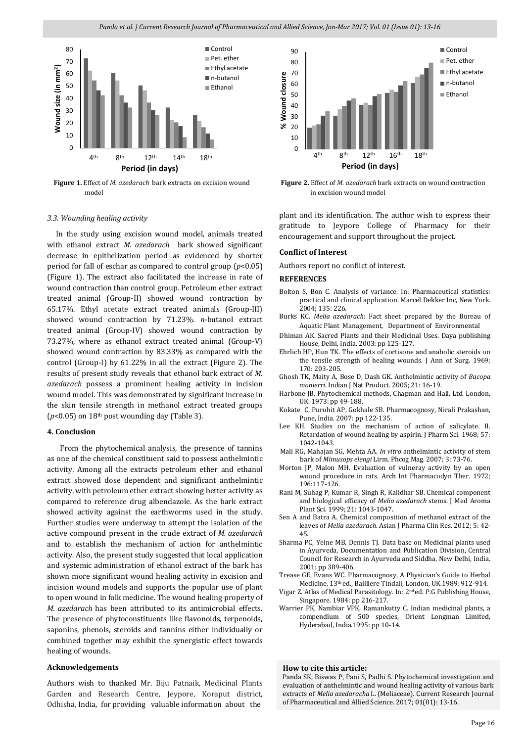80
70
60
50
40
30
20
10
0

Wound size (in mm²)

4th 8th 12th 14th 18th

Period (in days)

Control
Pet. ether
Ethyl acetate
n-butanol
Ethanol

**Figure 1.** Effect of *M. azedarach* bark extracts on excision wound model

90
80
70
60
50
40
30
20
10
0

% Wound closure

4th 8th 12th 16th 18th

Period (in days)

Control
Pet. ether
Ethyl acetate
n-butanol
Ethanol

**Figure 2.** Effect of *M. azedarach* bark extracts on wound contraction in excision wound model

### *3.3. Wounding healing activity*

In the study using excision wound model, animals treated with ethanol extract *M. azedarach* bark showed significant decrease in epithelization period as evidenced by shorter period for fall of eschar as compared to control group ($p<0.05$) (Figure 1). The extract also facilitated the increase in rate of wound contraction than control group. Petroleum ether extract treated animal (Group-II) showed wound contraction by 65.17%. Ethyl acetate extract treated animals (Group-III) showed wound contraction by 71.23%. *n*-butanol extract treated animal (Group-IV) showed wound contraction by 73.27%, where as ethanol extract treated animal (Group-V) showed wound contraction by 83.33% as compared with the control (Group-I) by 61.22% in all the extract (Figure 2). The results of present study reveals that ethanol bark extract of *M. azedarach* possess a prominent healing activity in incision wound model. This was demonstrated by significant increase in the skin tensile strength in methanol extract treated groups ($p<0.05$) on 18th post wounding day (Table 3).

## 4. Conclusion

From the phytochemical analysis, the presence of tannins as one of the chemical constituent said to possess anthelmintic activity. Among all the extracts petroleum ether and ethanol extract showed dose dependent and significant anthelmintic activity, with petroleum ether extract showing better activity as compared to reference drug albendazole. As the bark extract showed activity against the earthworms used in the study. Further studies were underway to attempt the isolation of the active compound present in the crude extract of *M. azedarach* and to establish the mechanism of action for anthelmintic activity. Also, the present study suggested that local application and systemic administration of ethanol extract of the bark has shown more significant wound healing activity in excision and incision wound models and supports the popular use of plant to open wound in folk medicine. The wound healing property of *M. azedarach* has been attributed to its antimicrobial effects. The presence of phytoconstituents like flavonoids, terpenoids, saponins, phenols, steroids and tannins either individually or combined together may exhibit the synergistic effect towards healing of wounds.

## Acknowledgements

Authors wish to thanked Mr. Biju Patnaik, Medicinal Plants Garden and Research Centre, Jeypore, Koraput district, Odhisha, India, for providing valuable information about the plant and its identification. The author wish to express their gratitude to Jeypore College of Pharmacy for their encouragement and support throughout the project.

## Conflict of Interest

Authors report no conflict of interest.

## REFERENCES

Bolton S, Bon C. Analysis of variance. In: Pharmaceutical statistics: practical and clinical application. Marcel Dekker Inc, New York. 2004; 135: 226.

Burks KC. *Melia azedarach*: Fact sheet prepared by the Bureau of Aquatic Plant Management, Department of Environmental

Dhiman AK. Sacred Plants and their Medicinal Uses. Daya publishing House, Delhi, India. 2003: pp 125-127.

Ehrlich HP, Hun TK. The effects of cortisone and anabolic steroids on the tensile strength of healing wounds. J Ann of Surg. 1969; 170: 203-205.

Ghosh TK, Maity A, Bose D, Dash GK. Anthelmintic activity of *Bacopa monierri*. Indian J Nat Product. 2005; 21: 16-19.

Harbone JB. Phytochemical methods, Chapman and Hall, Ltd. London, UK. 1973: pp 49-188.

Kokate C, Purohit AP, Gokhale SB. Pharmacognosy, Nirali Prakashan, Pune, India. 2007: pp 122-135.

Lee KH. Studies on the mechanism of action of salicylate. II. Retardation of wound healing by aspirin. J Pharm Sci. 1968; 57: 1042-1043.

Mali RG, Mahajan SG, Mehta AA. *In vitro* anthelmintic activity of stem bark of *Mimusops elengi* Lirm. Phcog Mag. 2007; 3: 73-76.

Morton JP, Malon MH. Evaluation of vulneray activity by an open wound procedure in rats. Arch Int Pharmacodyn Ther. 1972; 196:117-126.

Rani M, Suhag P, Kumar R, Singh R, Kalidhar SB. Chemical component and biological efficacy of *Melia azedarach* stems. J Med Aroma Plant Sci. 1999; 21: 1043-1047.

Sen A and Batra A. Chemical composition of methanol extract of the leaves of *Melia azedarach*. Asian J Pharma Clin Res. 2012; 5: 42-45.

Sharma PC, Yelne MB, Dennis TJ. Data base on Medicinal plants used in Ayurveda, Documentation and Publication Division, Central Council for Research in Ayurveda and Siddha, New Delhi, India. 2001: pp 389-406.

Trease GE, Evans WC. Pharmacognosy, A Physician's Guide to Herbal Medicine, 13th ed., Bailliere Tindall, London, UK.1989: 912-914.

Vigar Z. Atlas of Medical Parasitology. In: 2nd ed. P.G Publishing House, Singapore. 1984: pp 216-217.

Warrier PK, Nambiar VPK, Ramankutty C. Indian medicinal plants, a compendium of 500 species, Orient Longman Limited, Hyderabad, India.1995: pp 10-14.

**How to cite this article:**
Panda SK, Biswas P, Pani S, Padhi S. Phytochemical investigation and evaluation of anthelmintic and wound healing activity of various bark extracts of *Melia azedaracha* L. (Meliaceae). Current Research Journal of Pharmaceutical and Allied Science. 2017; 01(01): 13-16.